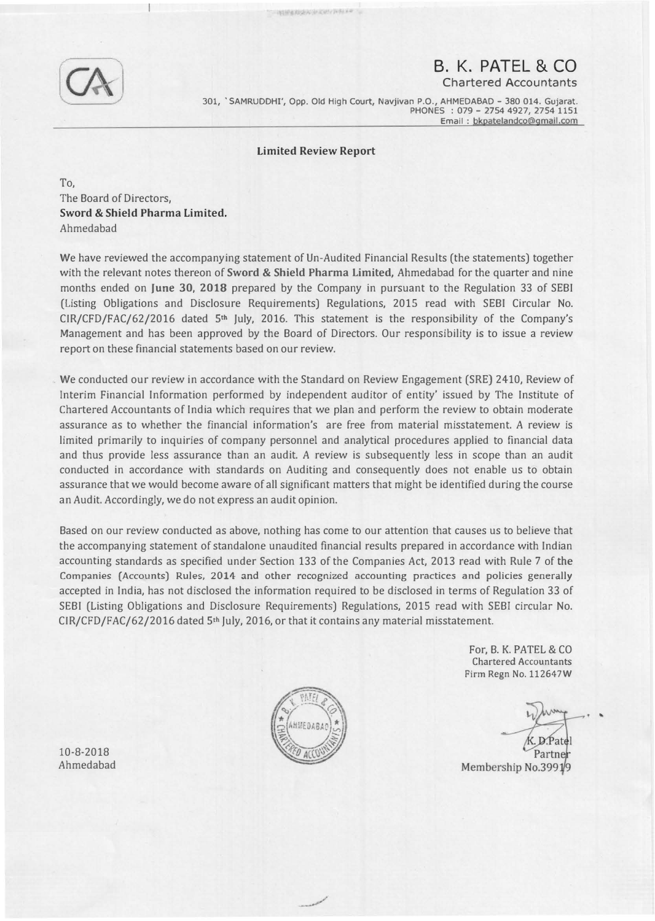# B. K. PATEL & CO

Chartered Accountants

301, 'SAMRUDDHI', Opp. Old High Court, Navjivan P.O., AHMEDABAD - 380 014. Gujarat.
PHONES : 079 - 2754 4927, 2754 1151
Email : bkpatelandco@gmail.com

## Limited Review Report

To,
The Board of Directors,
**Sword & Shield Pharma Limited.**
Ahmedabad

We have reviewed the accompanying statement of Un-Audited Financial Results (the statements) together with the relevant notes thereon of **Sword & Shield Pharma Limited,** Ahmedabad for the quarter and nine months ended on **June 30, 2018** prepared by the Company in pursuant to the Regulation 33 of SEBI (Listing Obligations and Disclosure Requirements) Regulations, 2015 read with SEBI Circular No. CIR/CFD/FAC/62/2016 dated 5th July, 2016. This statement is the responsibility of the Company's Management and has been approved by the Board of Directors. Our responsibility is to issue a review report on these financial statements based on our review.

We conducted our review in accordance with the Standard on Review Engagement (SRE) 2410, Review of Interim Financial Information performed by independent auditor of entity' issued by The Institute of Chartered Accountants of India which requires that we plan and perform the review to obtain moderate assurance as to whether the financial information's are free from material misstatement. A review is limited primarily to inquiries of company personnel and analytical procedures applied to financial data and thus provide less assurance than an audit. A review is subsequently less in scope than an audit conducted in accordance with standards on Auditing and consequently does not enable us to obtain assurance that we would become aware of all significant matters that might be identified during the course an Audit. Accordingly, we do not express an audit opinion.

Based on our review conducted as above, nothing has come to our attention that causes us to believe that the accompanying statement of standalone unaudited financial results prepared in accordance with Indian accounting standards as specified under Section 133 of the Companies Act, 2013 read with Rule 7 of the Companies (Accounts) Rules, 2014 and other recognized accounting practices and policies generally accepted in India, has not disclosed the information required to be disclosed in terms of Regulation 33 of SEBI (Listing Obligations and Disclosure Requirements) Regulations, 2015 read with SEBI circular No. CIR/CFD/FAC/62/2016 dated 5th July, 2016, or that it contains any material misstatement.

For, B. K. PATEL & CO
Chartered Accountants
Firm Regn No. 112647W

K. D. Patel
Partner
Membership No.39919

10-8-2018
Ahmedabad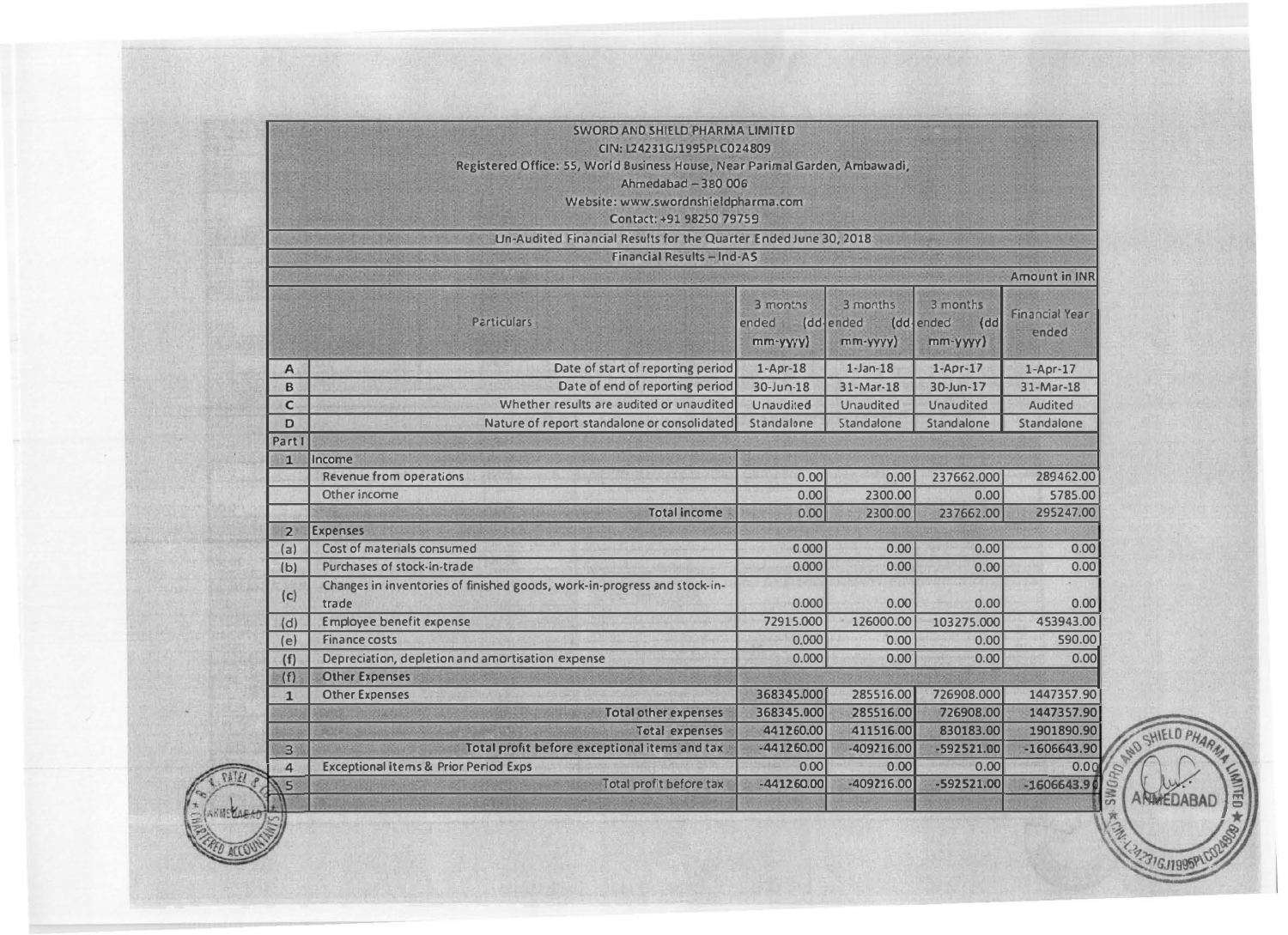SWORD AND SHIELD PHARMA LIMITED
CIN: L24231GJ1995PLC024809
Registered Office: 55, World Business House, Near Parimal Garden, Ambawadi,
Ahmedabad – 380 006
Website: www.swordnshieldpharma.com
Contact: +91 98250 79759

Un-Audited Financial Results for the Quarter Ended June 30, 2018

Financial Results – Ind-AS

Amount in INR

| | Particulars | 3 months ended (dd-mm-yyyy) | 3 months ended (dd-mm-yyyy) | 3 months ended (dd-mm-yyyy) | Financial Year ended |
|---|---|---|---|---|---|
| A | Date of start of reporting period | 1-Apr-18 | 1-Jan-18 | 1-Apr-17 | 1-Apr-17 |
| B | Date of end of reporting period | 30-Jun-18 | 31-Mar-18 | 30-Jun-17 | 31-Mar-18 |
| C | Whether results are audited or unaudited | Unaudited | Unaudited | Unaudited | Audited |
| D | Nature of report standalone or consolidated | Standalone | Standalone | Standalone | Standalone |
| Part I | | | | | |
| 1 | Income | | | | |
| | Revenue from operations | 0.00 | 0.00 | 237662.000 | 289462.00 |
| | Other income | 0.00 | 2300.00 | 0.00 | 5785.00 |
| | Total income | 0.00 | 2300.00 | 237662.00 | 295247.00 |
| 2 | Expenses | | | | |
| (a) | Cost of materials consumed | 0.000 | 0.00 | 0.00 | 0.00 |
| (b) | Purchases of stock-in-trade | 0.000 | 0.00 | 0.00 | 0.00 |
| (c) | Changes in inventories of finished goods, work-in-progress and stock-in-trade | 0.000 | 0.00 | 0.00 | 0.00 |
| (d) | Employee benefit expense | 72915.000 | 126000.00 | 103275.000 | 453943.00 |
| (e) | Finance costs | 0.000 | 0.00 | 0.00 | 590.00 |
| (f) | Depreciation, depletion and amortisation expense | 0.000 | 0.00 | 0.00 | 0.00 |
| (f) | Other Expenses | | | | |
| 1 | Other Expenses | 368345.000 | 285516.00 | 726908.000 | 1447357.90 |
| | Total other expenses | 368345.000 | 285516.00 | 726908.00 | 1447357.90 |
| | Total expenses | 441260.00 | 411516.00 | 830183.00 | 1901890.90 |
| 3 | Total profit before exceptional items and tax | -441260.00 | -409216.00 | -592521.00 | -1606643.90 |
| 4 | Exceptional items & Prior Period Exps | 0.00 | 0.00 | 0.00 | 0.00 |
| 5 | Total profit before tax | -441260.00 | -409216.00 | -592521.00 | -1606643.90 |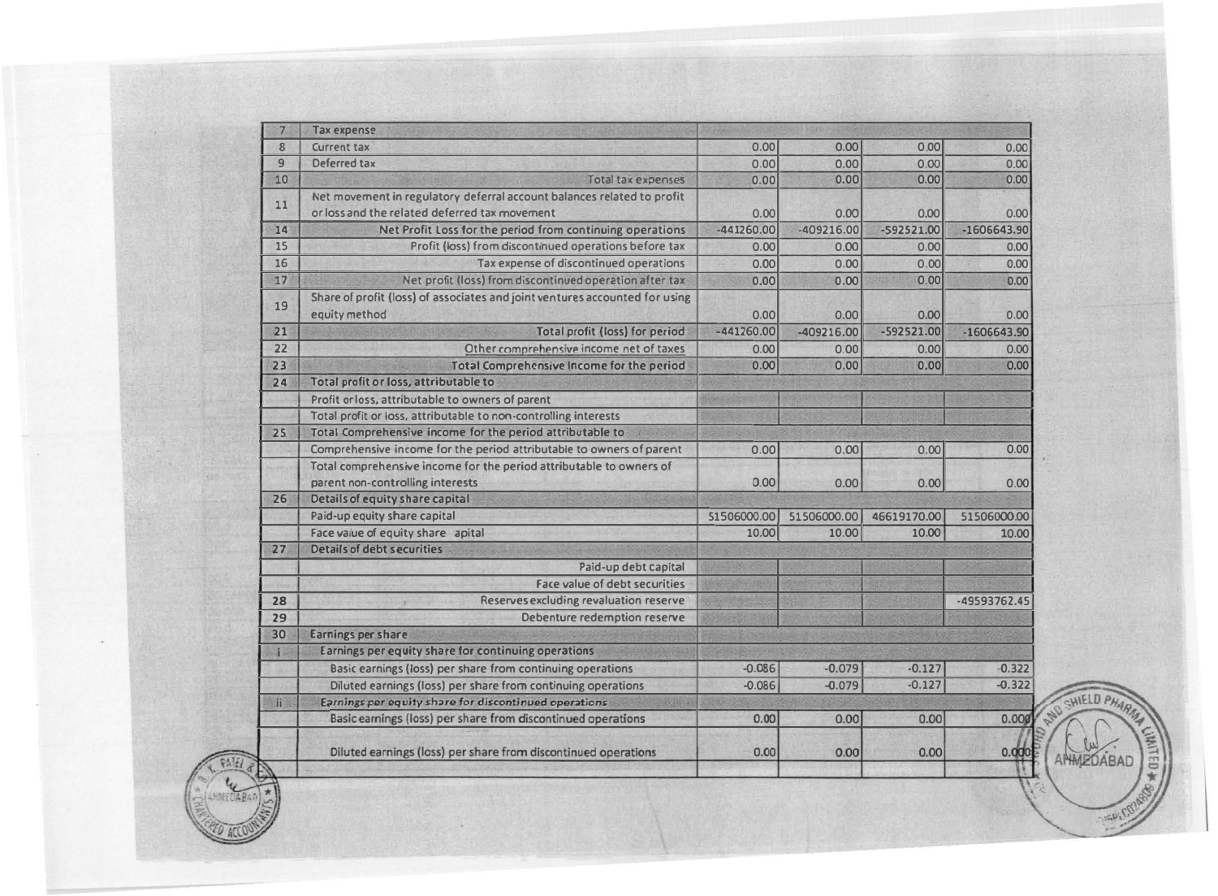| | | | | | |
|---|---|---|---|---|---|
| 7 | Tax expense | | | | |
| 8 | Current tax | 0.00 | 0.00 | 0.00 | 0.00 |
| 9 | Deferred tax | 0.00 | 0.00 | 0.00 | 0.00 |
| 10 | Total tax expenses | 0.00 | 0.00 | 0.00 | 0.00 |
| 11 | Net movement in regulatory deferral account balances related to profit or loss and the related deferred tax movement | 0.00 | 0.00 | 0.00 | 0.00 |
| 14 | Net Profit Loss for the period from continuing operations | -441260.00 | -409216.00 | -592521.00 | -1606643.90 |
| 15 | Profit (loss) from discontinued operations before tax | 0.00 | 0.00 | 0.00 | 0.00 |
| 16 | Tax expense of discontinued operations | 0.00 | 0.00 | 0.00 | 0.00 |
| 17 | Net profit (loss) from discontinued operation after tax | 0.00 | 0.00 | 0.00 | 0.00 |
| 19 | Share of profit (loss) of associates and joint ventures accounted for using equity method | 0.00 | 0.00 | 0.00 | 0.00 |
| 21 | Total profit (loss) for period | -441260.00 | -409216.00 | -592521.00 | -1606643.90 |
| 22 | Other comprehensive income net of taxes | 0.00 | 0.00 | 0.00 | 0.00 |
| 23 | Total Comprehensive Income for the period | 0.00 | 0.00 | 0.00 | 0.00 |
| 24 | Total profit or loss, attributable to | | | | |
| | Profit or loss, attributable to owners of parent | | | | |
| | Total profit or loss, attributable to non-controlling interests | | | | |
| 25 | Total Comprehensive income for the period attributable to | | | | |
| | Comprehensive income for the period attributable to owners of parent | 0.00 | 0.00 | 0.00 | 0.00 |
| | Total comprehensive income for the period attributable to owners of parent non-controlling interests | 0.00 | 0.00 | 0.00 | 0.00 |
| 26 | Details of equity share capital | | | | |
| | Paid-up equity share capital | 51506000.00 | 51506000.00 | 46619170.00 | 51506000.00 |
| | Face value of equity share apital | 10.00 | 10.00 | 10.00 | 10.00 |
| 27 | Details of debt securities | | | | |
| | Paid-up debt capital | | | | |
| | Face value of debt securities | | | | |
| 28 | Reserves excluding revaluation reserve | | | | -49593762.45 |
| 29 | Debenture redemption reserve | | | | |
| 30 | Earnings per share | | | | |
| i | Earnings per equity share for continuing operations | | | | |
| | Basic earnings (loss) per share from continuing operations | -0.086 | -0.079 | -0.127 | -0.322 |
| | Diluted earnings (loss) per share from continuing operations | -0.086 | -0.079 | -0.127 | -0.322 |
| ii | Earnings per equity share for discontinued operations | | | | |
| | Basic earnings (loss) per share from discontinued operations | 0.00 | 0.00 | 0.00 | 0.000 |
| | Diluted earnings (loss) per share from discontinued operations | 0.00 | 0.00 | 0.00 | 0.000 |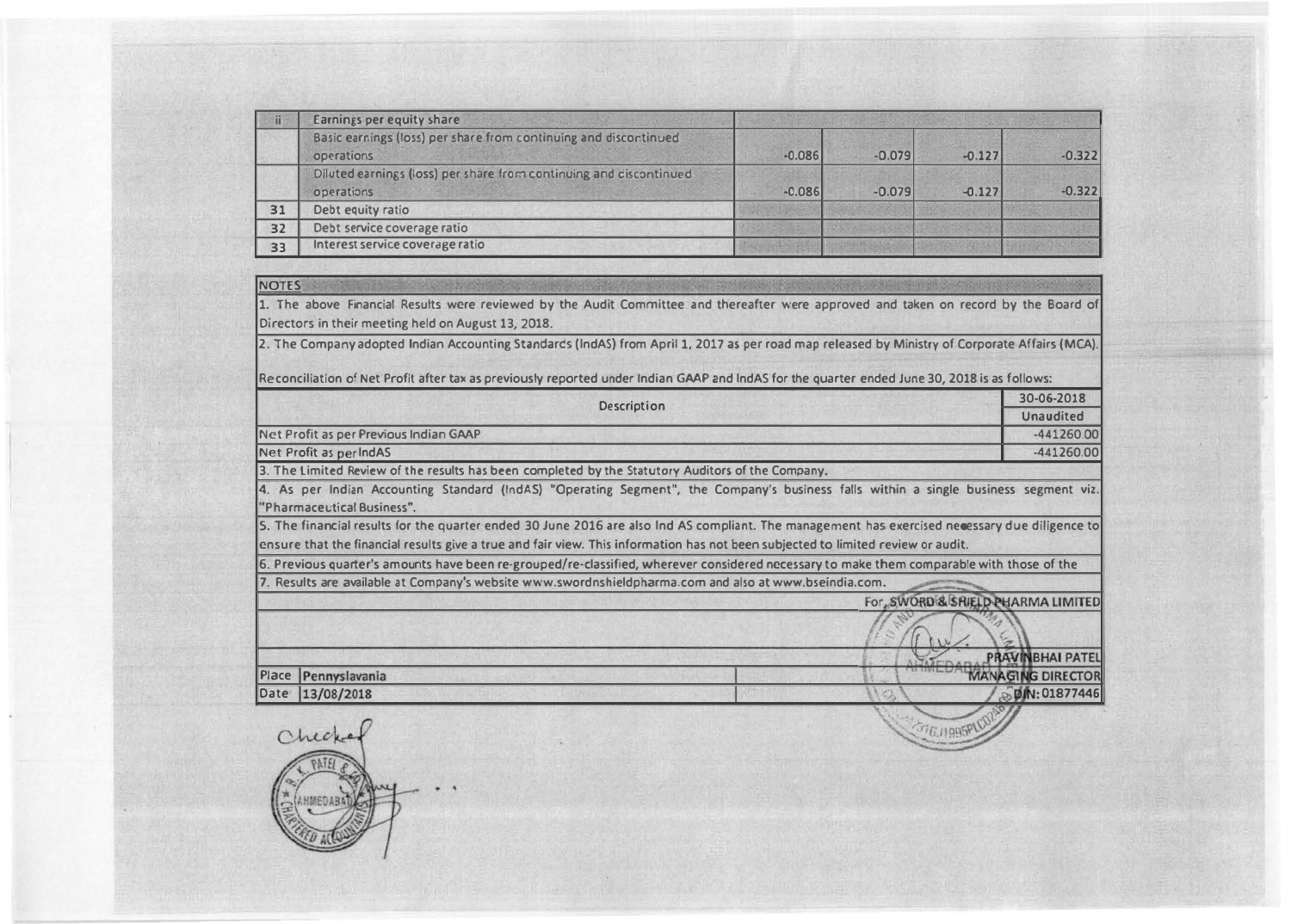| | | | | | |
|---|---|---|---|---|---|
| ii | Earnings per equity share | | | | |
| | Basic earnings (loss) per share from continuing and discontinued operations | -0.086 | -0.079 | -0.127 | -0.322 |
| | Diluted earnings (loss) per share from continuing and discontinued operations | -0.086 | -0.079 | -0.127 | -0.322 |
| 31 | Debt equity ratio | | | | |
| 32 | Debt service coverage ratio | | | | |
| 33 | Interest service coverage ratio | | | | |

**NOTES**

1. The above Financial Results were reviewed by the Audit Committee and thereafter were approved and taken on record by the Board of Directors in their meeting held on August 13, 2018.

2. The Company adopted Indian Accounting Standards (IndAS) from April 1, 2017 as per road map released by Ministry of Corporate Affairs (MCA).

Reconciliation of Net Profit after tax as previously reported under Indian GAAP and IndAS for the quarter ended June 30, 2018 is as follows:

| Description | 30-06-2018 |
|---|---|
| | Unaudited |
| Net Profit as per Previous Indian GAAP | -441260.00 |
| Net Profit as per IndAS | -441260.00 |

3. The Limited Review of the results has been completed by the Statutory Auditors of the Company.

4. As per Indian Accounting Standard (IndAS) "Operating Segment", the Company's business falls within a single business segment viz. "Pharmaceutical Business".

5. The financial results for the quarter ended 30 June 2016 are also Ind AS compliant. The management has exercised necessary due diligence to ensure that the financial results give a true and fair view. This information has not been subjected to limited review or audit.

6. Previous quarter's amounts have been re-grouped/re-classified, wherever considered necessary to make them comparable with those of the

7. Results are available at Company's website www.swordnshieldpharma.com and also at www.bseindia.com.

For, SWORD & SHIELD PHARMA LIMITED

PRAVINBHAI PATEL
MANAGING DIRECTOR
DIN: 01877446

Place: Pennyslavania
Date: 13/08/2018

Checked